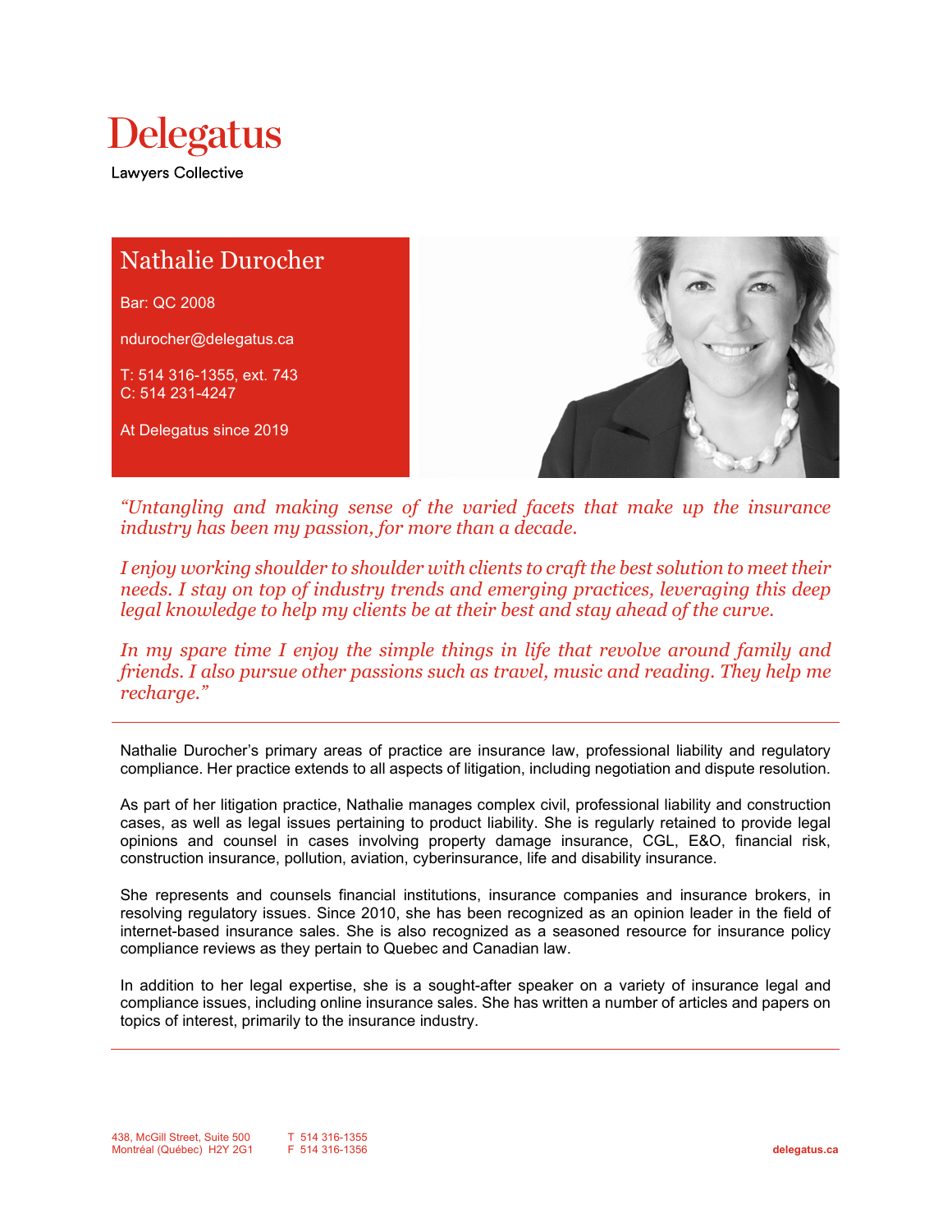# Delegatus

Lawyers Collective

## Nathalie Durocher

Bar: QC 2008

ndurocher@delegatus.ca

T: 514 316-1355, ext. 743
C: 514 231-4247

At Delegatus since 2019

*“Untangling and making sense of the varied facets that make up the insurance industry has been my passion, for more than a decade.*

*I enjoy working shoulder to shoulder with clients to craft the best solution to meet their needs. I stay on top of industry trends and emerging practices, leveraging this deep legal knowledge to help my clients be at their best and stay ahead of the curve.*

*In my spare time I enjoy the simple things in life that revolve around family and friends. I also pursue other passions such as travel, music and reading. They help me recharge.”*

---

Nathalie Durocher’s primary areas of practice are insurance law, professional liability and regulatory compliance. Her practice extends to all aspects of litigation, including negotiation and dispute resolution.

As part of her litigation practice, Nathalie manages complex civil, professional liability and construction cases, as well as legal issues pertaining to product liability. She is regularly retained to provide legal opinions and counsel in cases involving property damage insurance, CGL, E&O, financial risk, construction insurance, pollution, aviation, cyberinsurance, life and disability insurance.

She represents and counsels financial institutions, insurance companies and insurance brokers, in resolving regulatory issues. Since 2010, she has been recognized as an opinion leader in the field of internet-based insurance sales. She is also recognized as a seasoned resource for insurance policy compliance reviews as they pertain to Quebec and Canadian law.

In addition to her legal expertise, she is a sought-after speaker on a variety of insurance legal and compliance issues, including online insurance sales. She has written a number of articles and papers on topics of interest, primarily to the insurance industry.

---

438, McGill Street, Suite 500
Montréal (Québec) H2Y 2G1

T 514 316-1355
F 514 316-1356

delegatus.ca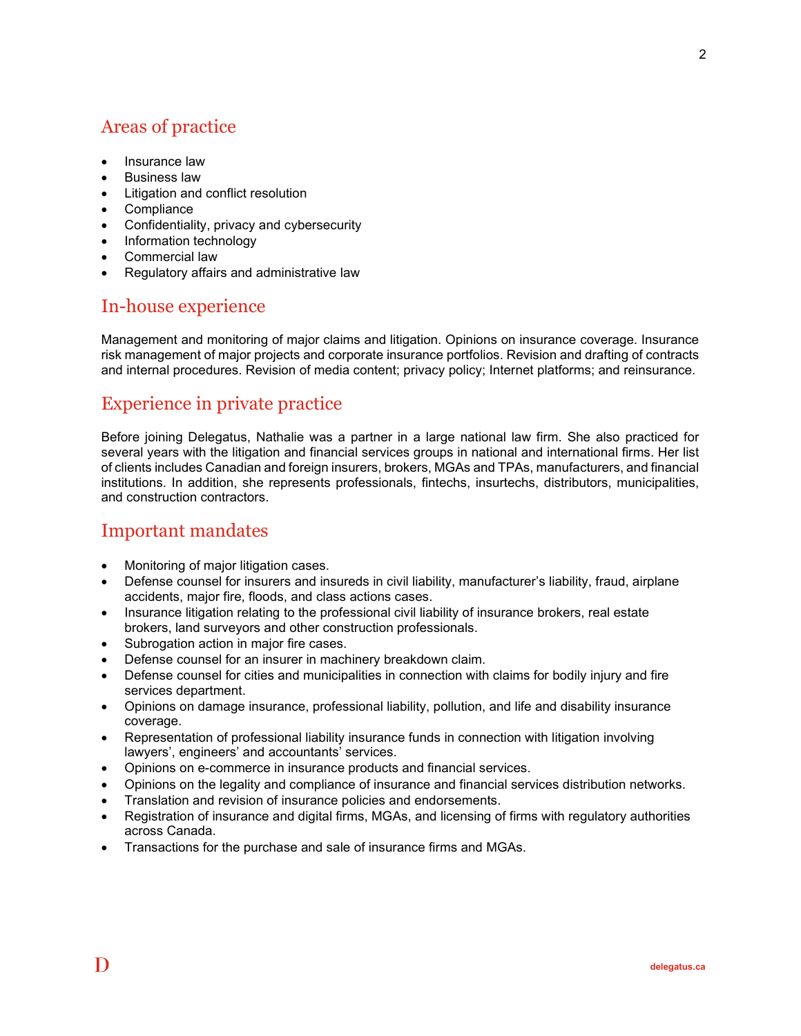## Areas of practice

- Insurance law
- Business law
- Litigation and conflict resolution
- Compliance
- Confidentiality, privacy and cybersecurity
- Information technology
- Commercial law
- Regulatory affairs and administrative law

## In-house experience

Management and monitoring of major claims and litigation. Opinions on insurance coverage. Insurance risk management of major projects and corporate insurance portfolios. Revision and drafting of contracts and internal procedures. Revision of media content; privacy policy; Internet platforms; and reinsurance.

## Experience in private practice

Before joining Delegatus, Nathalie was a partner in a large national law firm. She also practiced for several years with the litigation and financial services groups in national and international firms. Her list of clients includes Canadian and foreign insurers, brokers, MGAs and TPAs, manufacturers, and financial institutions. In addition, she represents professionals, fintechs, insurtechs, distributors, municipalities, and construction contractors.

## Important mandates

- Monitoring of major litigation cases.
- Defense counsel for insurers and insureds in civil liability, manufacturer's liability, fraud, airplane accidents, major fire, floods, and class actions cases.
- Insurance litigation relating to the professional civil liability of insurance brokers, real estate brokers, land surveyors and other construction professionals.
- Subrogation action in major fire cases.
- Defense counsel for an insurer in machinery breakdown claim.
- Defense counsel for cities and municipalities in connection with claims for bodily injury and fire services department.
- Opinions on damage insurance, professional liability, pollution, and life and disability insurance coverage.
- Representation of professional liability insurance funds in connection with litigation involving lawyers', engineers' and accountants' services.
- Opinions on e-commerce in insurance products and financial services.
- Opinions on the legality and compliance of insurance and financial services distribution networks.
- Translation and revision of insurance policies and endorsements.
- Registration of insurance and digital firms, MGAs, and licensing of firms with regulatory authorities across Canada.
- Transactions for the purchase and sale of insurance firms and MGAs.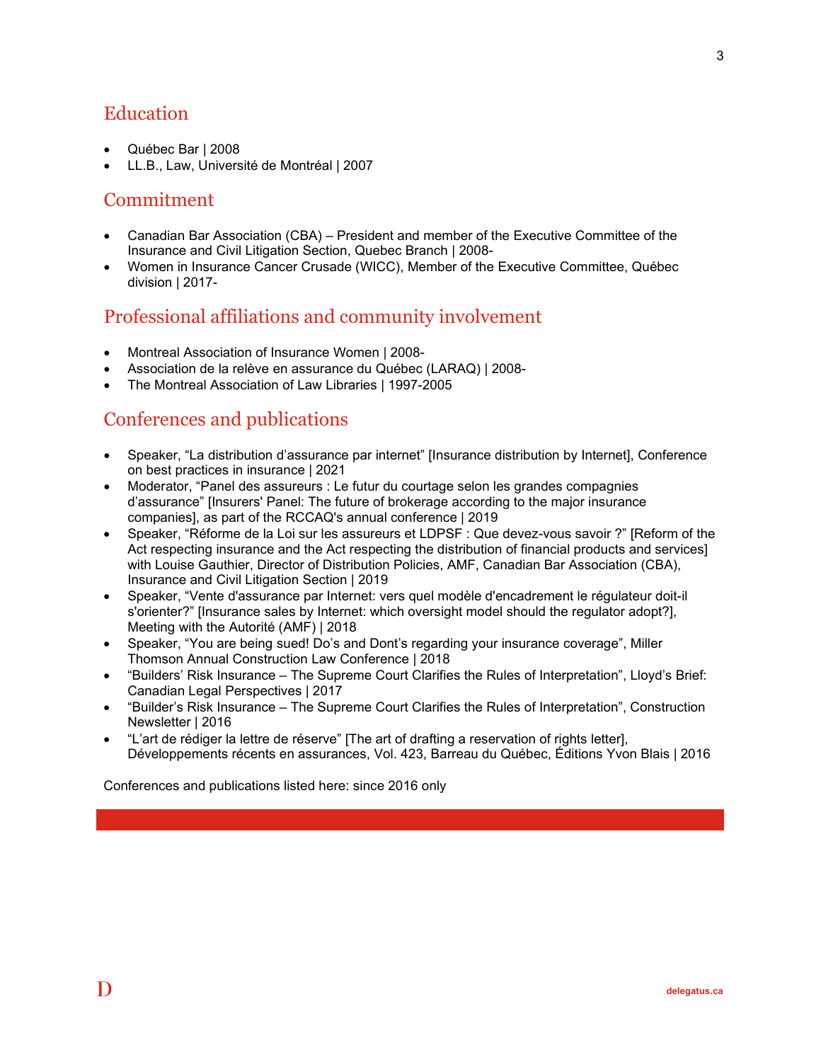## Education

- Québec Bar | 2008
- LL.B., Law, Université de Montréal | 2007

## Commitment

- Canadian Bar Association (CBA) – President and member of the Executive Committee of the Insurance and Civil Litigation Section, Quebec Branch | 2008-
- Women in Insurance Cancer Crusade (WICC), Member of the Executive Committee, Québec division | 2017-

## Professional affiliations and community involvement

- Montreal Association of Insurance Women | 2008-
- Association de la relève en assurance du Québec (LARAQ) | 2008-
- The Montreal Association of Law Libraries | 1997-2005

## Conferences and publications

- Speaker, “La distribution d’assurance par internet” [Insurance distribution by Internet], Conference on best practices in insurance | 2021
- Moderator, “Panel des assureurs : Le futur du courtage selon les grandes compagnies d’assurance” [Insurers' Panel: The future of brokerage according to the major insurance companies], as part of the RCCAQ's annual conference | 2019
- Speaker, “Réforme de la Loi sur les assureurs et LDPSF : Que devez-vous savoir ?” [Reform of the Act respecting insurance and the Act respecting the distribution of financial products and services] with Louise Gauthier, Director of Distribution Policies, AMF, Canadian Bar Association (CBA), Insurance and Civil Litigation Section | 2019
- Speaker, “Vente d'assurance par Internet: vers quel modèle d'encadrement le régulateur doit-il s'orienter?” [Insurance sales by Internet: which oversight model should the regulator adopt?], Meeting with the Autorité (AMF) | 2018
- Speaker, “You are being sued! Do’s and Dont’s regarding your insurance coverage”, Miller Thomson Annual Construction Law Conference | 2018
- “Builders’ Risk Insurance – The Supreme Court Clarifies the Rules of Interpretation”, Lloyd’s Brief: Canadian Legal Perspectives | 2017
- “Builder’s Risk Insurance – The Supreme Court Clarifies the Rules of Interpretation”, Construction Newsletter | 2016
- “L’art de rédiger la lettre de réserve” [The art of drafting a reservation of rights letter], Développements récents en assurances, Vol. 423, Barreau du Québec, Éditions Yvon Blais | 2016

Conferences and publications listed here: since 2016 only